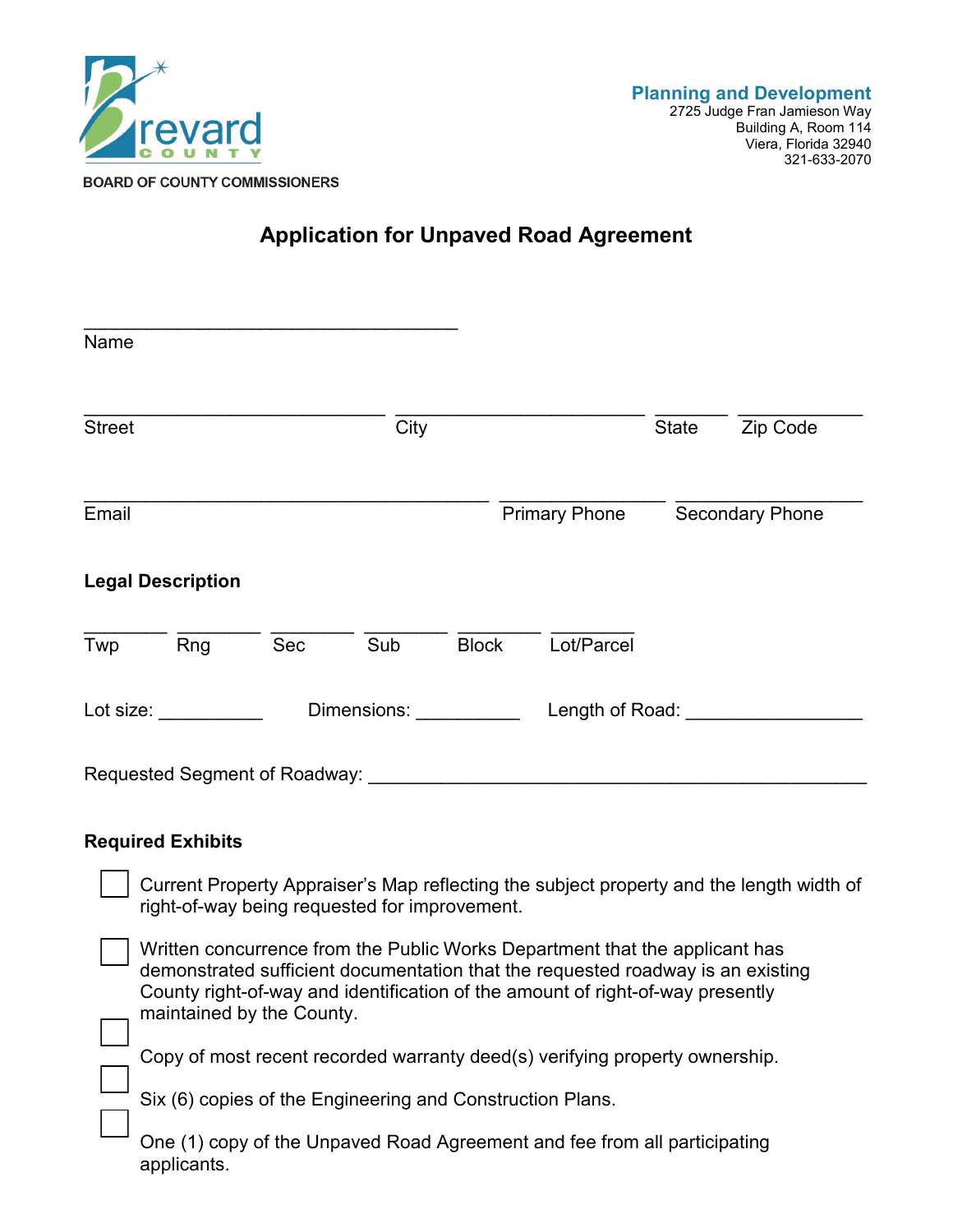BOARD OF COUNTY COMMISSIONERS

**Planning and Development**
2725 Judge Fran Jamieson Way
Building A, Room 114
Viera, Florida 32940
321-633-2070

# Application for Unpaved Road Agreement

\_\_\_\_\_\_\_\_\_\_\_\_\_\_\_\_\_\_\_\_\_\_\_\_\_\_\_\_\_\_\_\_\_\_\_\_
Name

\_\_\_\_\_\_\_\_\_\_\_\_\_\_\_\_\_\_\_\_\_\_\_\_\_\_\_\_\_ \_\_\_\_\_\_\_\_\_\_\_\_\_\_\_\_\_\_\_\_\_\_\_\_ \_\_\_\_\_\_\_ \_\_\_\_\_\_\_\_\_\_\_\_
Street | City | State | Zip Code

\_\_\_\_\_\_\_\_\_\_\_\_\_\_\_\_\_\_\_\_\_\_\_\_\_\_\_\_\_\_\_\_\_\_\_\_\_\_\_ \_\_\_\_\_\_\_\_\_\_\_\_\_\_\_\_ \_\_\_\_\_\_\_\_\_\_\_\_\_\_\_\_\_\_
Email | Primary Phone | Secondary Phone

**Legal Description**

\_\_\_\_\_\_\_\_ \_\_\_\_\_\_\_\_ \_\_\_\_\_\_\_\_ \_\_\_\_\_\_\_\_ \_\_\_\_\_\_\_\_ \_\_\_\_\_\_\_\_
Twp | Rng | Sec | Sub | Block | Lot/Parcel

Lot size: \_\_\_\_\_\_\_\_\_\_ Dimensions: \_\_\_\_\_\_\_\_\_\_ Length of Road: \_\_\_\_\_\_\_\_\_\_\_\_\_\_\_\_\_

Requested Segment of Roadway: \_\_\_\_\_\_\_\_\_\_\_\_\_\_\_\_\_\_\_\_\_\_\_\_\_\_\_\_\_\_\_\_\_\_\_\_\_\_\_\_\_\_\_\_\_\_\_\_

**Required Exhibits**

- ☐ Current Property Appraiser's Map reflecting the subject property and the length width of right-of-way being requested for improvement.
- ☐ Written concurrence from the Public Works Department that the applicant has demonstrated sufficient documentation that the requested roadway is an existing County right-of-way and identification of the amount of right-of-way presently maintained by the County.
- ☐ Copy of most recent recorded warranty deed(s) verifying property ownership.
- ☐ Six (6) copies of the Engineering and Construction Plans.
- ☐ One (1) copy of the Unpaved Road Agreement and fee from all participating applicants.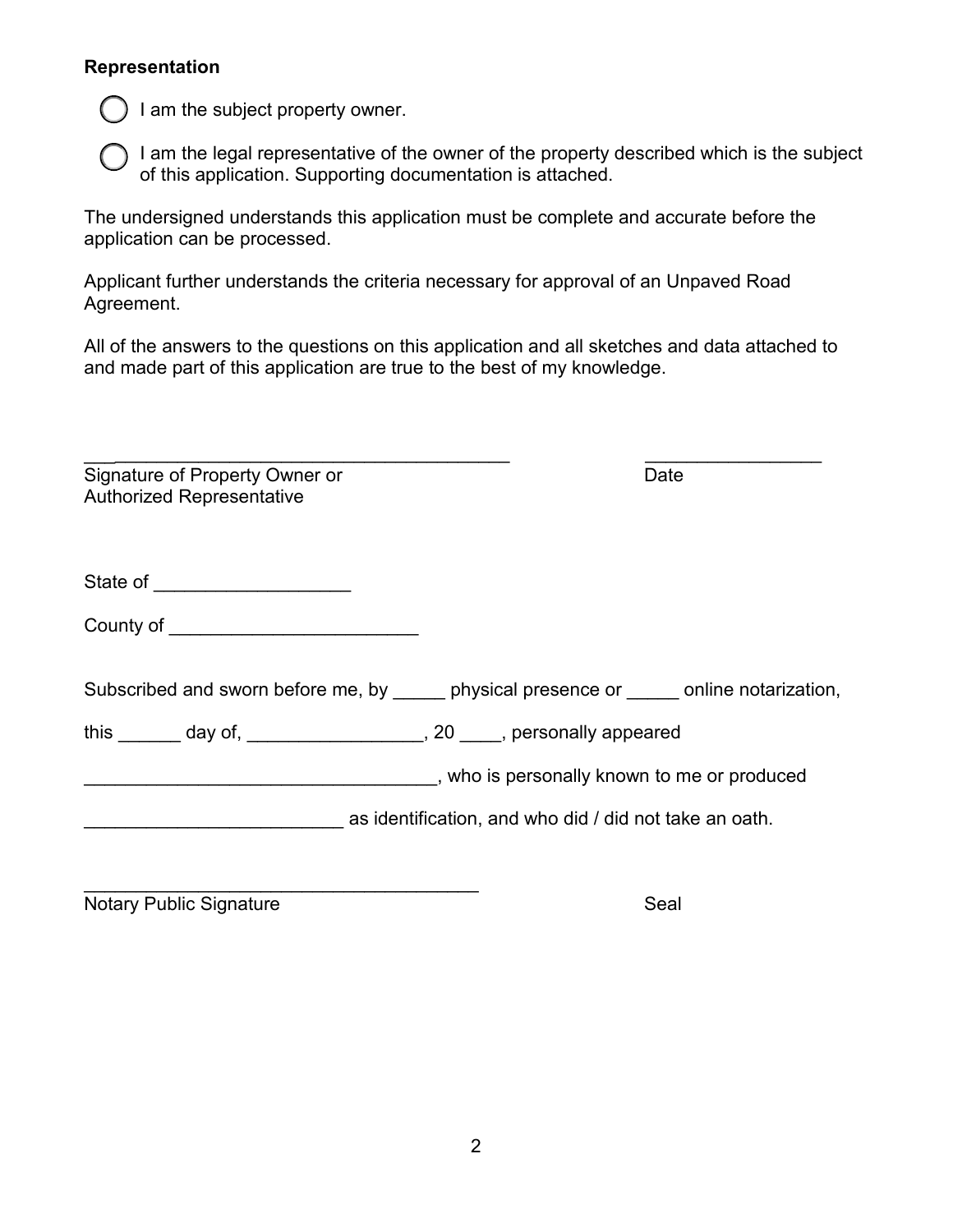**Representation**

◯ I am the subject property owner.

◯ I am the legal representative of the owner of the property described which is the subject of this application. Supporting documentation is attached.

The undersigned understands this application must be complete and accurate before the application can be processed.

Applicant further understands the criteria necessary for approval of an Unpaved Road Agreement.

All of the answers to the questions on this application and all sketches and data attached to and made part of this application are true to the best of my knowledge.

_________________________________________ _________________

Signature of Property Owner or Authorized Representative Date

State of ___________________

County of ________________________

Subscribed and sworn before me, by _____ physical presence or _____ online notarization,

this ______ day of, _________________, 20 ____, personally appeared

__________________________________, who is personally known to me or produced

_________________________ as identification, and who did / did not take an oath.

______________________________________

Notary Public Signature Seal